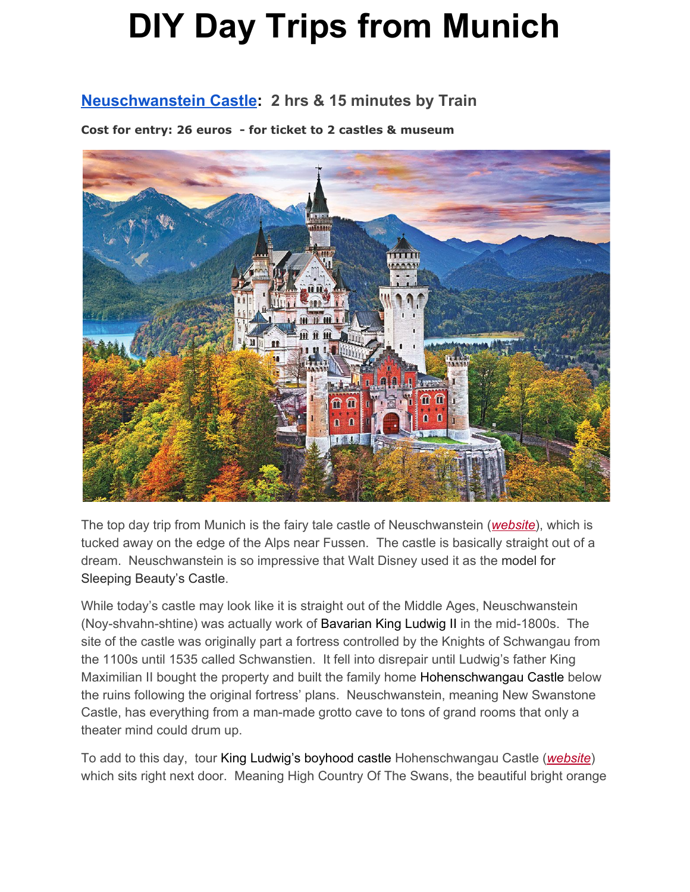# DIY Day Trips from Munich

## Neuschwanstein Castle: 2 hrs & 15 minutes by Train

**Cost for entry: 26 euros - for ticket to 2 castles & museum**

The top day trip from Munich is the fairy tale castle of Neuschwanstein (*website*), which is tucked away on the edge of the Alps near Fussen. The castle is basically straight out of a dream. Neuschwanstein is so impressive that Walt Disney used it as the model for Sleeping Beauty's Castle.

While today's castle may look like it is straight out of the Middle Ages, Neuschwanstein (Noy-shvahn-shtine) was actually work of Bavarian King Ludwig II in the mid-1800s. The site of the castle was originally part a fortress controlled by the Knights of Schwangau from the 1100s until 1535 called Schwanstien. It fell into disrepair until Ludwig's father King Maximilian II bought the property and built the family home Hohenschwangau Castle below the ruins following the original fortress' plans. Neuschwanstein, meaning New Swanstone Castle, has everything from a man-made grotto cave to tons of grand rooms that only a theater mind could drum up.

To add to this day, tour King Ludwig's boyhood castle Hohenschwangau Castle (*website*) which sits right next door. Meaning High Country Of The Swans, the beautiful bright orange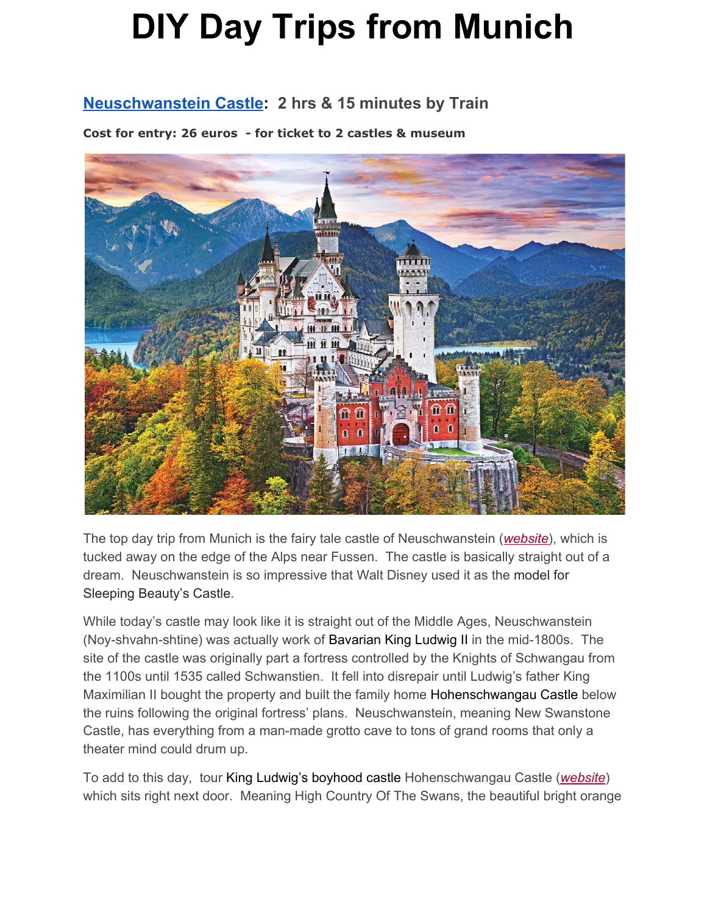# DIY Day Trips from Munich

## Neuschwanstein Castle: 2 hrs & 15 minutes by Train

**Cost for entry: 26 euros - for ticket to 2 castles & museum**

The top day trip from Munich is the fairy tale castle of Neuschwanstein (*website*), which is tucked away on the edge of the Alps near Fussen. The castle is basically straight out of a dream. Neuschwanstein is so impressive that Walt Disney used it as the model for Sleeping Beauty's Castle.

While today's castle may look like it is straight out of the Middle Ages, Neuschwanstein (Noy-shvahn-shtine) was actually work of Bavarian King Ludwig II in the mid-1800s. The site of the castle was originally part a fortress controlled by the Knights of Schwangau from the 1100s until 1535 called Schwanstien. It fell into disrepair until Ludwig's father King Maximilian II bought the property and built the family home Hohenschwangau Castle below the ruins following the original fortress' plans. Neuschwanstein, meaning New Swanstone Castle, has everything from a man-made grotto cave to tons of grand rooms that only a theater mind could drum up.

To add to this day, tour King Ludwig's boyhood castle Hohenschwangau Castle (*website*) which sits right next door. Meaning High Country Of The Swans, the beautiful bright orange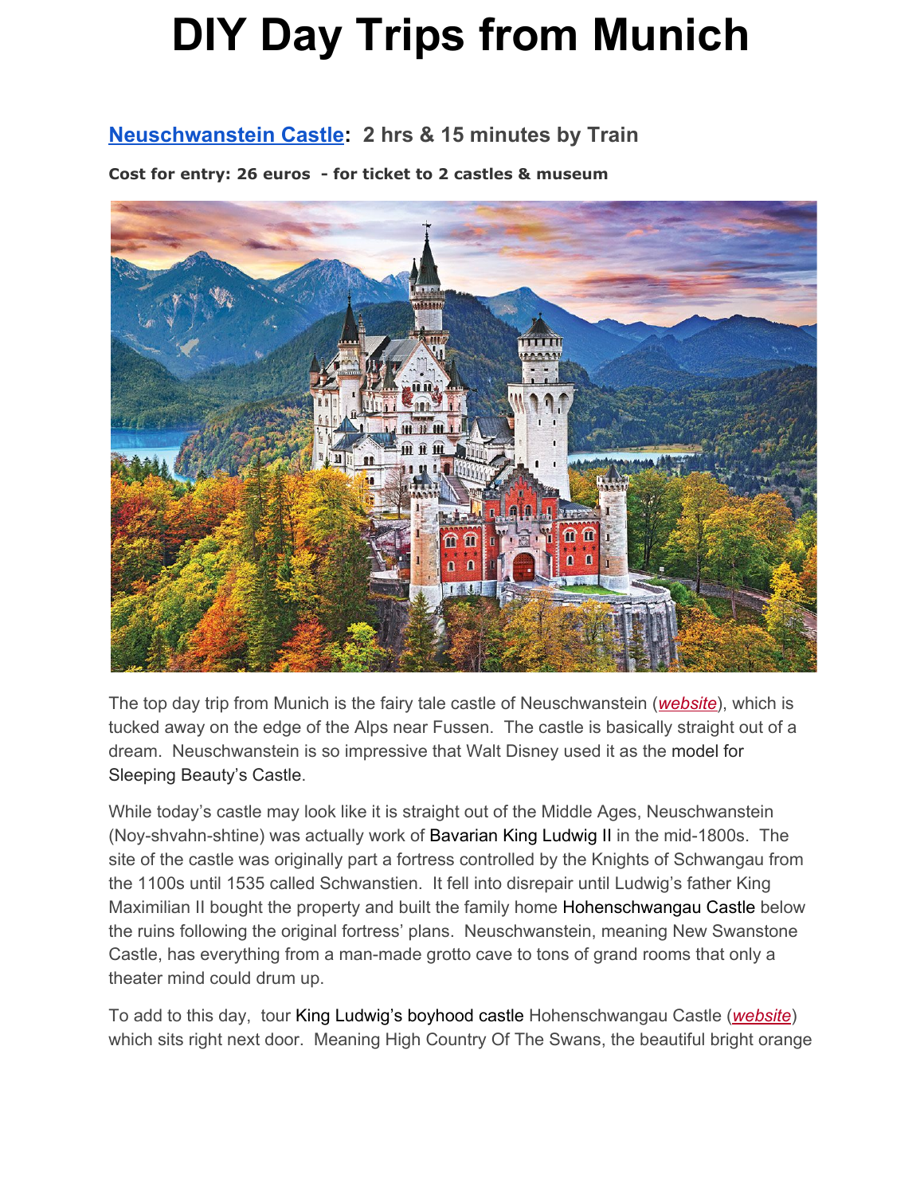# DIY Day Trips from Munich

## [Neuschwanstein Castle](#): 2 hrs & 15 minutes by Train

**Cost for entry: 26 euros - for ticket to 2 castles & museum**

The top day trip from Munich is the fairy tale castle of Neuschwanstein (*[website](#)*), which is tucked away on the edge of the Alps near Fussen. The castle is basically straight out of a dream. Neuschwanstein is so impressive that Walt Disney used it as the model for Sleeping Beauty's Castle.

While today's castle may look like it is straight out of the Middle Ages, Neuschwanstein (Noy-shvahn-shtine) was actually work of Bavarian King Ludwig II in the mid-1800s. The site of the castle was originally part a fortress controlled by the Knights of Schwangau from the 1100s until 1535 called Schwanstien. It fell into disrepair until Ludwig's father King Maximilian II bought the property and built the family home Hohenschwangau Castle below the ruins following the original fortress' plans. Neuschwanstein, meaning New Swanstone Castle, has everything from a man-made grotto cave to tons of grand rooms that only a theater mind could drum up.

To add to this day, tour King Ludwig's boyhood castle Hohenschwangau Castle (*[website](#)*) which sits right next door. Meaning High Country Of The Swans, the beautiful bright orange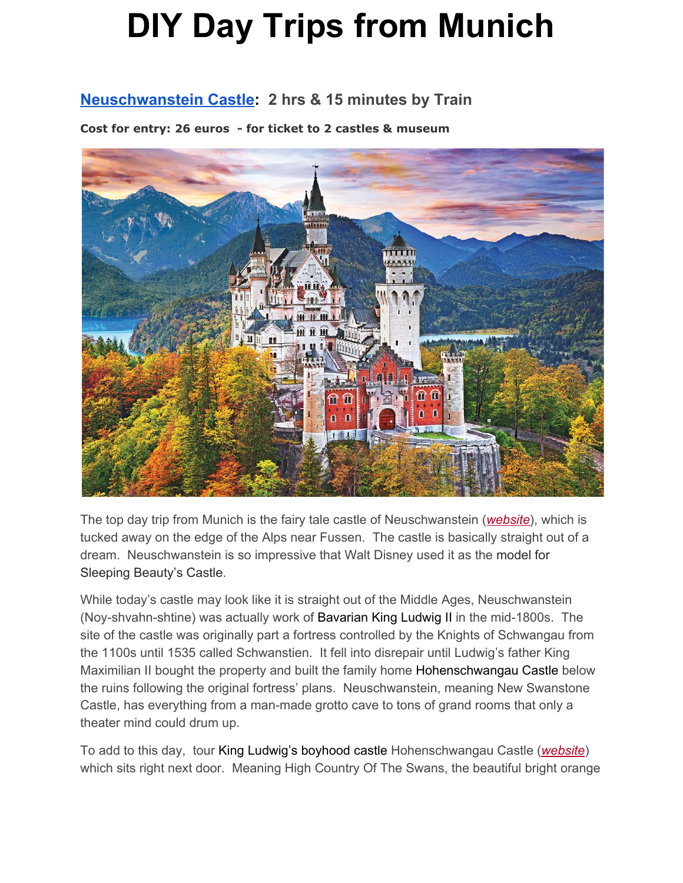# DIY Day Trips from Munich

## Neuschwanstein Castle: 2 hrs & 15 minutes by Train

**Cost for entry: 26 euros - for ticket to 2 castles & museum**

The top day trip from Munich is the fairy tale castle of Neuschwanstein (*website*), which is tucked away on the edge of the Alps near Fussen. The castle is basically straight out of a dream. Neuschwanstein is so impressive that Walt Disney used it as the model for Sleeping Beauty's Castle.

While today's castle may look like it is straight out of the Middle Ages, Neuschwanstein (Noy-shvahn-shtine) was actually work of Bavarian King Ludwig II in the mid-1800s. The site of the castle was originally part a fortress controlled by the Knights of Schwangau from the 1100s until 1535 called Schwanstien. It fell into disrepair until Ludwig's father King Maximilian II bought the property and built the family home Hohenschwangau Castle below the ruins following the original fortress' plans. Neuschwanstein, meaning New Swanstone Castle, has everything from a man-made grotto cave to tons of grand rooms that only a theater mind could drum up.

To add to this day, tour King Ludwig's boyhood castle Hohenschwangau Castle (*website*) which sits right next door. Meaning High Country Of The Swans, the beautiful bright orange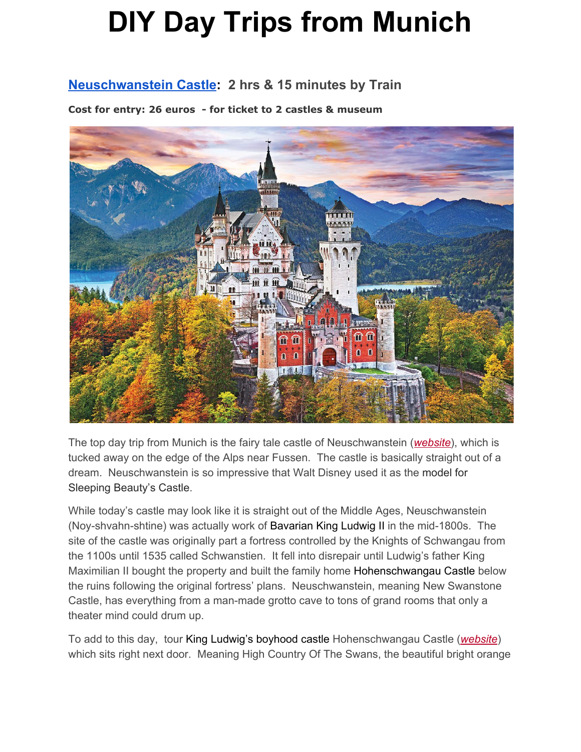# DIY Day Trips from Munich

## Neuschwanstein Castle: 2 hrs & 15 minutes by Train

**Cost for entry: 26 euros - for ticket to 2 castles & museum**

The top day trip from Munich is the fairy tale castle of Neuschwanstein (*website*), which is tucked away on the edge of the Alps near Fussen. The castle is basically straight out of a dream. Neuschwanstein is so impressive that Walt Disney used it as the model for Sleeping Beauty's Castle.

While today's castle may look like it is straight out of the Middle Ages, Neuschwanstein (Noy-shvahn-shtine) was actually work of Bavarian King Ludwig II in the mid-1800s. The site of the castle was originally part a fortress controlled by the Knights of Schwangau from the 1100s until 1535 called Schwanstien. It fell into disrepair until Ludwig's father King Maximilian II bought the property and built the family home Hohenschwangau Castle below the ruins following the original fortress' plans. Neuschwanstein, meaning New Swanstone Castle, has everything from a man-made grotto cave to tons of grand rooms that only a theater mind could drum up.

To add to this day, tour King Ludwig's boyhood castle Hohenschwangau Castle (*website*) which sits right next door. Meaning High Country Of The Swans, the beautiful bright orange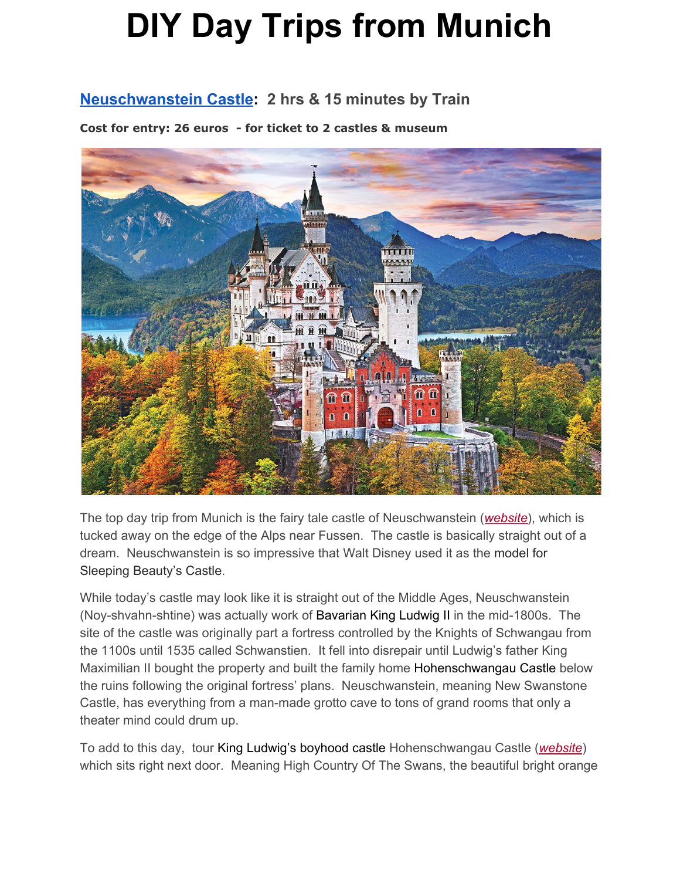# DIY Day Trips from Munich

## Neuschwanstein Castle: 2 hrs & 15 minutes by Train

**Cost for entry: 26 euros - for ticket to 2 castles & museum**

The top day trip from Munich is the fairy tale castle of Neuschwanstein (*website*), which is tucked away on the edge of the Alps near Fussen. The castle is basically straight out of a dream. Neuschwanstein is so impressive that Walt Disney used it as the model for Sleeping Beauty's Castle.

While today's castle may look like it is straight out of the Middle Ages, Neuschwanstein (Noy-shvahn-shtine) was actually work of Bavarian King Ludwig II in the mid-1800s. The site of the castle was originally part a fortress controlled by the Knights of Schwangau from the 1100s until 1535 called Schwanstien. It fell into disrepair until Ludwig's father King Maximilian II bought the property and built the family home Hohenschwangau Castle below the ruins following the original fortress' plans. Neuschwanstein, meaning New Swanstone Castle, has everything from a man-made grotto cave to tons of grand rooms that only a theater mind could drum up.

To add to this day, tour King Ludwig's boyhood castle Hohenschwangau Castle (*website*) which sits right next door. Meaning High Country Of The Swans, the beautiful bright orange